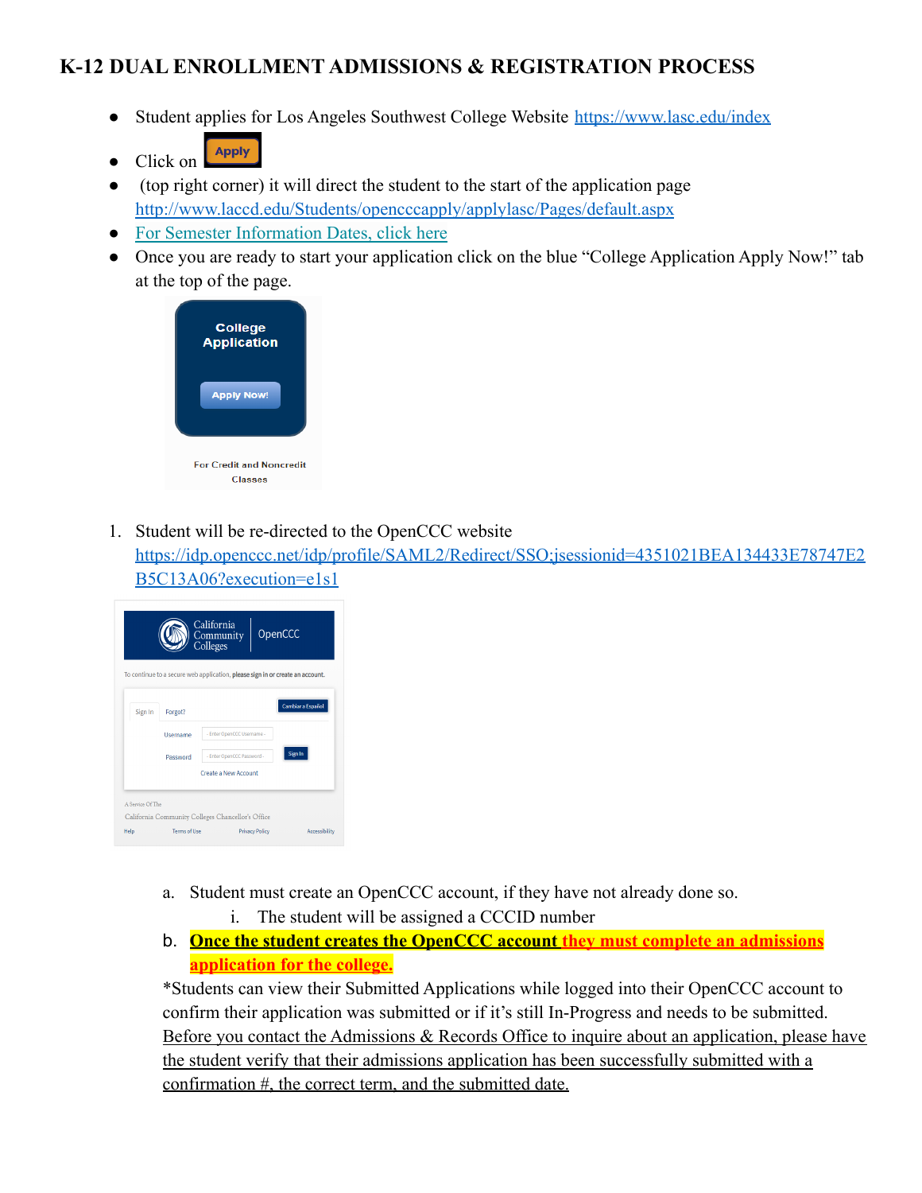# K-12 DUAL ENROLLMENT ADMISSIONS & REGISTRATION PROCESS

- Student applies for Los Angeles Southwest College Website [https://www.lasc.edu/index](https://www.lasc.edu/index)
- Click on **Apply**
- (top right corner) it will direct the student to the start of the application page [http://www.laccd.edu/Students/opencccapply/applylasc/Pages/default.aspx](http://www.laccd.edu/Students/opencccapply/applylasc/Pages/default.aspx)
- For Semester Information Dates, click here
- Once you are ready to start your application click on the blue "College Application Apply Now!" tab at the top of the page.

1. Student will be re-directed to the OpenCCC website [https://idp.openccc.net/idp/profile/SAML2/Redirect/SSO;jsessionid=4351021BEA134433E78747E2B5C13A06?execution=e1s1](https://idp.openccc.net/idp/profile/SAML2/Redirect/SSO;jsessionid=4351021BEA134433E78747E2B5C13A06?execution=e1s1)

    a. Student must create an OpenCCC account, if they have not already done so.

        i. The student will be assigned a CCCID number

    b. **Once the student creates the OpenCCC account they must complete an admissions application for the college.**

    *Students can view their Submitted Applications while logged into their OpenCCC account to confirm their application was submitted or if it's still In-Progress and needs to be submitted. Before you contact the Admissions & Records Office to inquire about an application, please have the student verify that their admissions application has been successfully submitted with a confirmation #, the correct term, and the submitted date.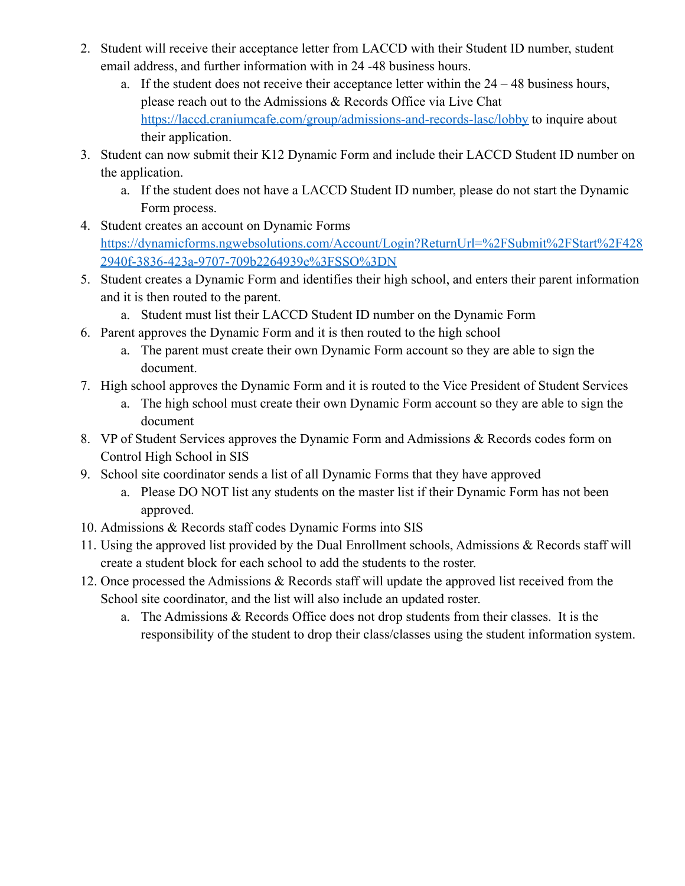2. Student will receive their acceptance letter from LACCD with their Student ID number, student email address, and further information with in 24 -48 business hours.
    a. If the student does not receive their acceptance letter within the 24 – 48 business hours, please reach out to the Admissions & Records Office via Live Chat [https://laccd.craniumcafe.com/group/admissions-and-records-lasc/lobby](https://laccd.craniumcafe.com/group/admissions-and-records-lasc/lobby) to inquire about their application.
3. Student can now submit their K12 Dynamic Form and include their LACCD Student ID number on the application.
    a. If the student does not have a LACCD Student ID number, please do not start the Dynamic Form process.
4. Student creates an account on Dynamic Forms [https://dynamicforms.ngwebsolutions.com/Account/Login?ReturnUrl=%2FSubmit%2FStart%2F4282940f-3836-423a-9707-709b2264939e%3FSSO%3DN](https://dynamicforms.ngwebsolutions.com/Account/Login?ReturnUrl=%2FSubmit%2FStart%2F4282940f-3836-423a-9707-709b2264939e%3FSSO%3DN)
5. Student creates a Dynamic Form and identifies their high school, and enters their parent information and it is then routed to the parent.
    a. Student must list their LACCD Student ID number on the Dynamic Form
6. Parent approves the Dynamic Form and it is then routed to the high school
    a. The parent must create their own Dynamic Form account so they are able to sign the document.
7. High school approves the Dynamic Form and it is routed to the Vice President of Student Services
    a. The high school must create their own Dynamic Form account so they are able to sign the document
8. VP of Student Services approves the Dynamic Form and Admissions & Records codes form on Control High School in SIS
9. School site coordinator sends a list of all Dynamic Forms that they have approved
    a. Please DO NOT list any students on the master list if their Dynamic Form has not been approved.
10. Admissions & Records staff codes Dynamic Forms into SIS
11. Using the approved list provided by the Dual Enrollment schools, Admissions & Records staff will create a student block for each school to add the students to the roster.
12. Once processed the Admissions & Records staff will update the approved list received from the School site coordinator, and the list will also include an updated roster.
    a. The Admissions & Records Office does not drop students from their classes. It is the responsibility of the student to drop their class/classes using the student information system.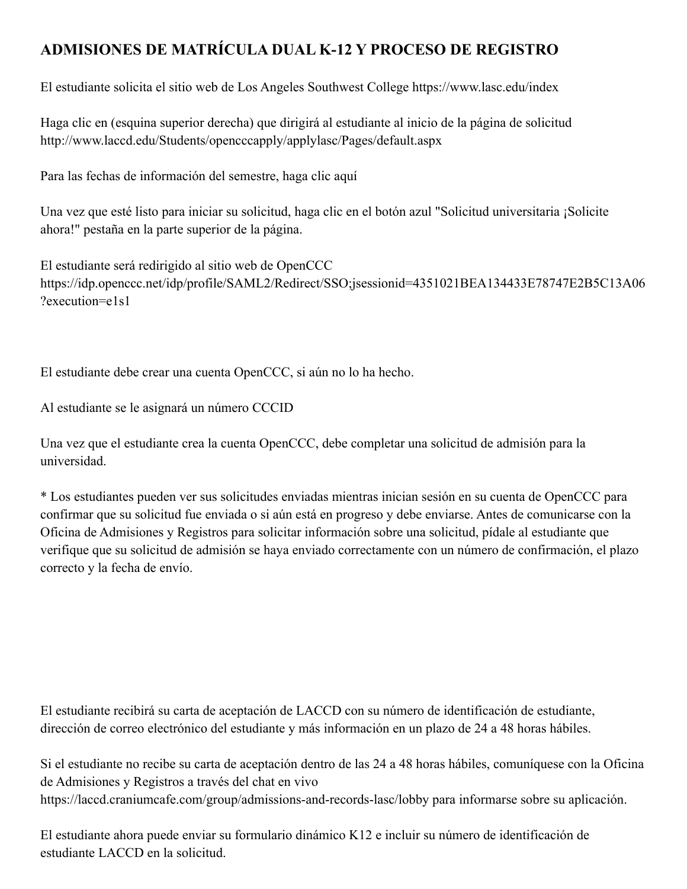## ADMISIONES DE MATRÍCULA DUAL K-12 Y PROCESO DE REGISTRO

El estudiante solicita el sitio web de Los Angeles Southwest College https://www.lasc.edu/index

Haga clic en (esquina superior derecha) que dirigirá al estudiante al inicio de la página de solicitud http://www.laccd.edu/Students/opencccapply/applylasc/Pages/default.aspx

Para las fechas de información del semestre, haga clic aquí

Una vez que esté listo para iniciar su solicitud, haga clic en el botón azul "Solicitud universitaria ¡Solicite ahora!" pestaña en la parte superior de la página.

El estudiante será redirigido al sitio web de OpenCCC https://idp.openccc.net/idp/profile/SAML2/Redirect/SSO;jsessionid=4351021BEA134433E78747E2B5C13A06?execution=e1s1

El estudiante debe crear una cuenta OpenCCC, si aún no lo ha hecho.

Al estudiante se le asignará un número CCCID

Una vez que el estudiante crea la cuenta OpenCCC, debe completar una solicitud de admisión para la universidad.

* Los estudiantes pueden ver sus solicitudes enviadas mientras inician sesión en su cuenta de OpenCCC para confirmar que su solicitud fue enviada o si aún está en progreso y debe enviarse. Antes de comunicarse con la Oficina de Admisiones y Registros para solicitar información sobre una solicitud, pídale al estudiante que verifique que su solicitud de admisión se haya enviado correctamente con un número de confirmación, el plazo correcto y la fecha de envío.

El estudiante recibirá su carta de aceptación de LACCD con su número de identificación de estudiante, dirección de correo electrónico del estudiante y más información en un plazo de 24 a 48 horas hábiles.

Si el estudiante no recibe su carta de aceptación dentro de las 24 a 48 horas hábiles, comuníquese con la Oficina de Admisiones y Registros a través del chat en vivo https://laccd.craniumcafe.com/group/admissions-and-records-lasc/lobby para informarse sobre su aplicación.

El estudiante ahora puede enviar su formulario dinámico K12 e incluir su número de identificación de estudiante LACCD en la solicitud.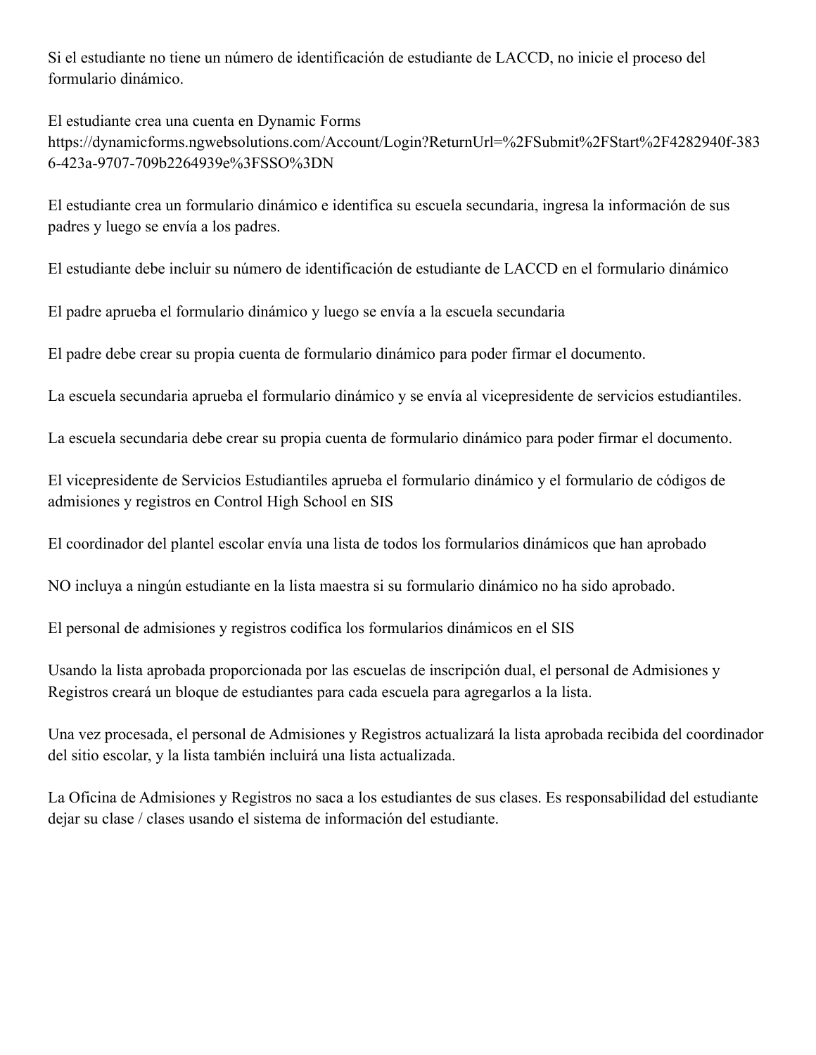Si el estudiante no tiene un número de identificación de estudiante de LACCD, no inicie el proceso del formulario dinámico.

El estudiante crea una cuenta en Dynamic Forms https://dynamicforms.ngwebsolutions.com/Account/Login?ReturnUrl=%2FSubmit%2FStart%2F4282940f-3836-423a-9707-709b2264939e%3FSSO%3DN

El estudiante crea un formulario dinámico e identifica su escuela secundaria, ingresa la información de sus padres y luego se envía a los padres.

El estudiante debe incluir su número de identificación de estudiante de LACCD en el formulario dinámico

El padre aprueba el formulario dinámico y luego se envía a la escuela secundaria

El padre debe crear su propia cuenta de formulario dinámico para poder firmar el documento.

La escuela secundaria aprueba el formulario dinámico y se envía al vicepresidente de servicios estudiantiles.

La escuela secundaria debe crear su propia cuenta de formulario dinámico para poder firmar el documento.

El vicepresidente de Servicios Estudiantiles aprueba el formulario dinámico y el formulario de códigos de admisiones y registros en Control High School en SIS

El coordinador del plantel escolar envía una lista de todos los formularios dinámicos que han aprobado

NO incluya a ningún estudiante en la lista maestra si su formulario dinámico no ha sido aprobado.

El personal de admisiones y registros codifica los formularios dinámicos en el SIS

Usando la lista aprobada proporcionada por las escuelas de inscripción dual, el personal de Admisiones y Registros creará un bloque de estudiantes para cada escuela para agregarlos a la lista.

Una vez procesada, el personal de Admisiones y Registros actualizará la lista aprobada recibida del coordinador del sitio escolar, y la lista también incluirá una lista actualizada.

La Oficina de Admisiones y Registros no saca a los estudiantes de sus clases. Es responsabilidad del estudiante dejar su clase / clases usando el sistema de información del estudiante.